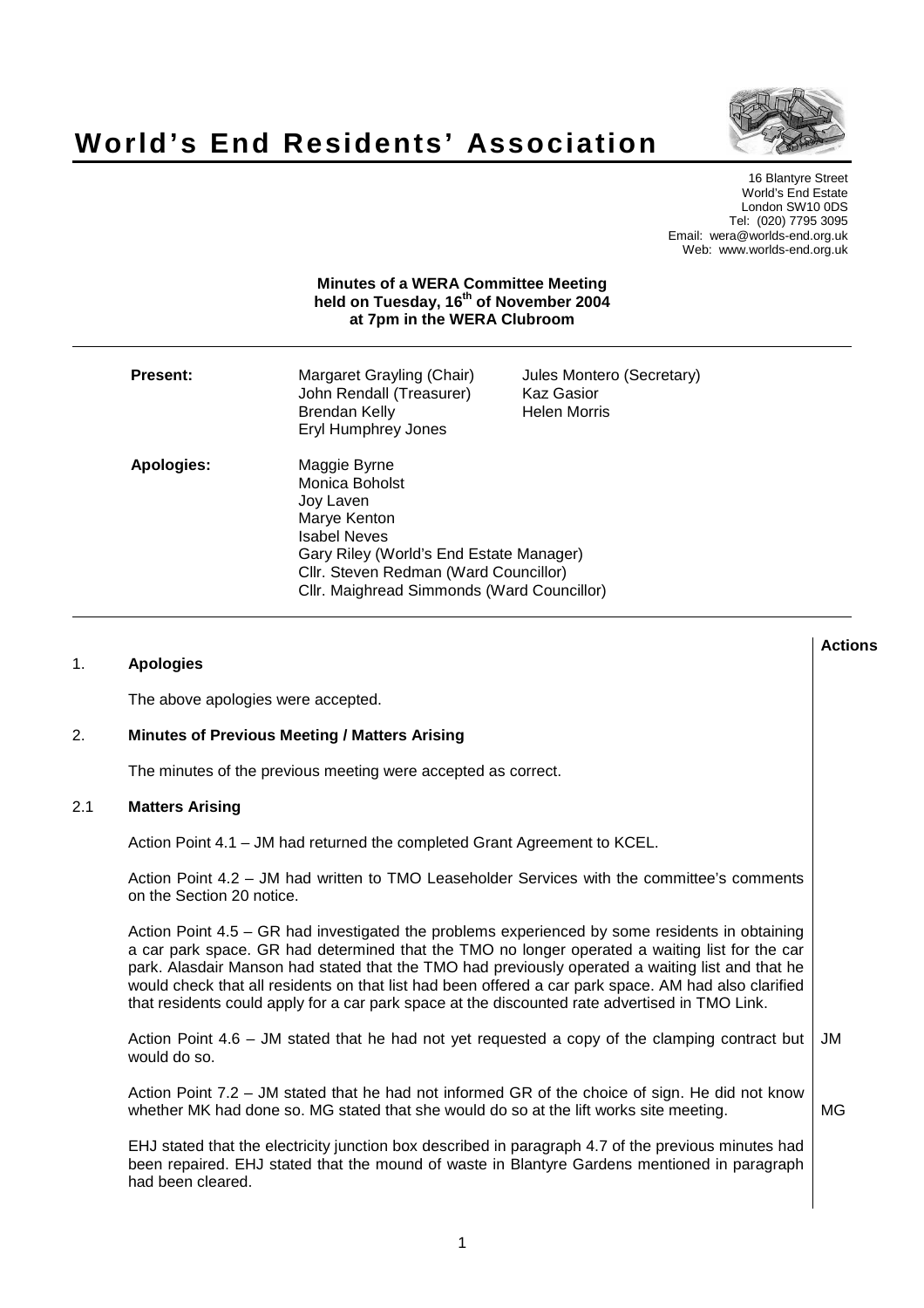# World's End Residents' Association

16 Blantyre Street
World's End Estate
London SW10 0DS
Tel: (020) 7795 3095
Email: wera@worlds-end.org.uk
Web: www.worlds-end.org.uk

**Minutes of a WERA Committee Meeting held on Tuesday, 16th of November 2004 at 7pm in the WERA Clubroom**

**Present:**
- Margaret Grayling (Chair)
- Jules Montero (Secretary)
- John Rendall (Treasurer)
- Kaz Gasior
- Brendan Kelly
- Helen Morris
- Eryl Humphrey Jones

**Apologies:**
- Maggie Byrne
- Monica Boholst
- Joy Laven
- Marye Kenton
- Isabel Neves
- Gary Riley (World's End Estate Manager)
- Cllr. Steven Redman (Ward Councillor)
- Cllr. Maighread Simmonds (Ward Councillor)

| | | Actions |
|---|---|---|
| 1. | **Apologies** | |
| | The above apologies were accepted. | |
| 2. | **Minutes of Previous Meeting / Matters Arising** | |
| | The minutes of the previous meeting were accepted as correct. | |
| 2.1 | **Matters Arising** | |
| | Action Point 4.1 – JM had returned the completed Grant Agreement to KCEL. | |
| | Action Point 4.2 – JM had written to TMO Leaseholder Services with the committee's comments on the Section 20 notice. | |
| | Action Point 4.5 – GR had investigated the problems experienced by some residents in obtaining a car park space. GR had determined that the TMO no longer operated a waiting list for the car park. Alasdair Manson had stated that the TMO had previously operated a waiting list and that he would check that all residents on that list had been offered a car park space. AM had also clarified that residents could apply for a car park space at the discounted rate advertised in TMO Link. | |
| | Action Point 4.6 – JM stated that he had not yet requested a copy of the clamping contract but would do so. | JM |
| | Action Point 7.2 – JM stated that he had not informed GR of the choice of sign. He did not know whether MK had done so. MG stated that she would do so at the lift works site meeting. | MG |
| | EHJ stated that the electricity junction box described in paragraph 4.7 of the previous minutes had been repaired. EHJ stated that the mound of waste in Blantyre Gardens mentioned in paragraph had been cleared. | |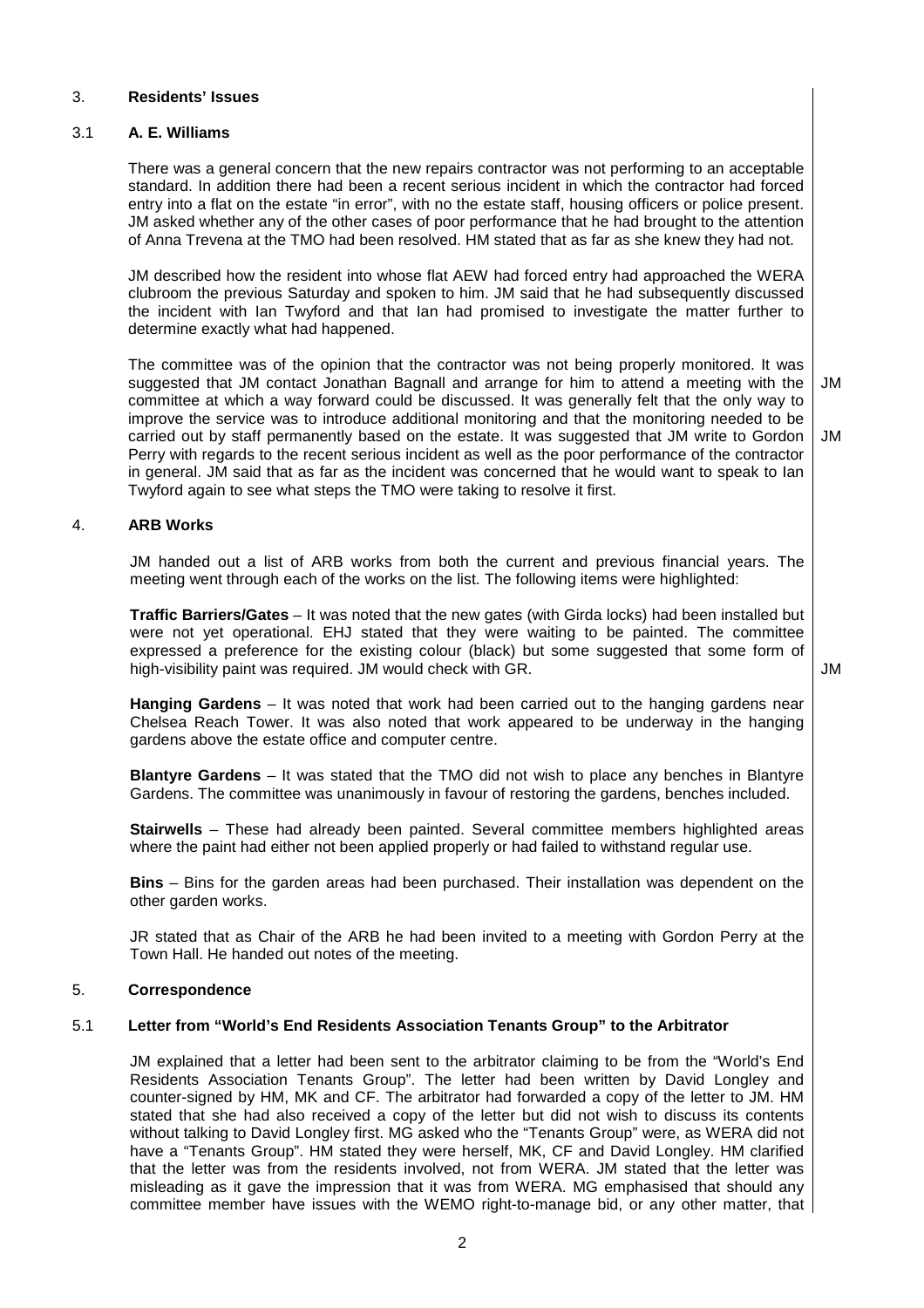## 3. **Residents' Issues**

### 3.1 **A. E. Williams**

There was a general concern that the new repairs contractor was not performing to an acceptable standard. In addition there had been a recent serious incident in which the contractor had forced entry into a flat on the estate "in error", with no the estate staff, housing officers or police present. JM asked whether any of the other cases of poor performance that he had brought to the attention of Anna Trevena at the TMO had been resolved. HM stated that as far as she knew they had not.

JM described how the resident into whose flat AEW had forced entry had approached the WERA clubroom the previous Saturday and spoken to him. JM said that he had subsequently discussed the incident with Ian Twyford and that Ian had promised to investigate the matter further to determine exactly what had happened.

The committee was of the opinion that the contractor was not being properly monitored. It was suggested that JM contact Jonathan Bagnall and arrange for him to attend a meeting with the committee at which a way forward could be discussed. It was generally felt that the only way to improve the service was to introduce additional monitoring and that the monitoring needed to be carried out by staff permanently based on the estate. It was suggested that JM write to Gordon Perry with regards to the recent serious incident as well as the poor performance of the contractor in general. JM said that as far as the incident was concerned that he would want to speak to Ian Twyford again to see what steps the TMO were taking to resolve it first.

**Action:** JM (contact Jonathan Bagnall); JM (write to Gordon Perry)

## 4. **ARB Works**

JM handed out a list of ARB works from both the current and previous financial years. The meeting went through each of the works on the list. The following items were highlighted:

**Traffic Barriers/Gates** – It was noted that the new gates (with Girda locks) had been installed but were not yet operational. EHJ stated that they were waiting to be painted. The committee expressed a preference for the existing colour (black) but some suggested that some form of high-visibility paint was required. JM would check with GR.

**Action:** JM

**Hanging Gardens** – It was noted that work had been carried out to the hanging gardens near Chelsea Reach Tower. It was also noted that work appeared to be underway in the hanging gardens above the estate office and computer centre.

**Blantyre Gardens** – It was stated that the TMO did not wish to place any benches in Blantyre Gardens. The committee was unanimously in favour of restoring the gardens, benches included.

**Stairwells** – These had already been painted. Several committee members highlighted areas where the paint had either not been applied properly or had failed to withstand regular use.

**Bins** – Bins for the garden areas had been purchased. Their installation was dependent on the other garden works.

JR stated that as Chair of the ARB he had been invited to a meeting with Gordon Perry at the Town Hall. He handed out notes of the meeting.

## 5. **Correspondence**

### 5.1 **Letter from "World's End Residents Association Tenants Group" to the Arbitrator**

JM explained that a letter had been sent to the arbitrator claiming to be from the "World's End Residents Association Tenants Group". The letter had been written by David Longley and counter-signed by HM, MK and CF. The arbitrator had forwarded a copy of the letter to JM. HM stated that she had also received a copy of the letter but did not wish to discuss its contents without talking to David Longley first. MG asked who the "Tenants Group" were, as WERA did not have a "Tenants Group". HM stated they were herself, MK, CF and David Longley. HM clarified that the letter was from the residents involved, not from WERA. JM stated that the letter was misleading as it gave the impression that it was from WERA. MG emphasised that should any committee member have issues with the WEMO right-to-manage bid, or any other matter, that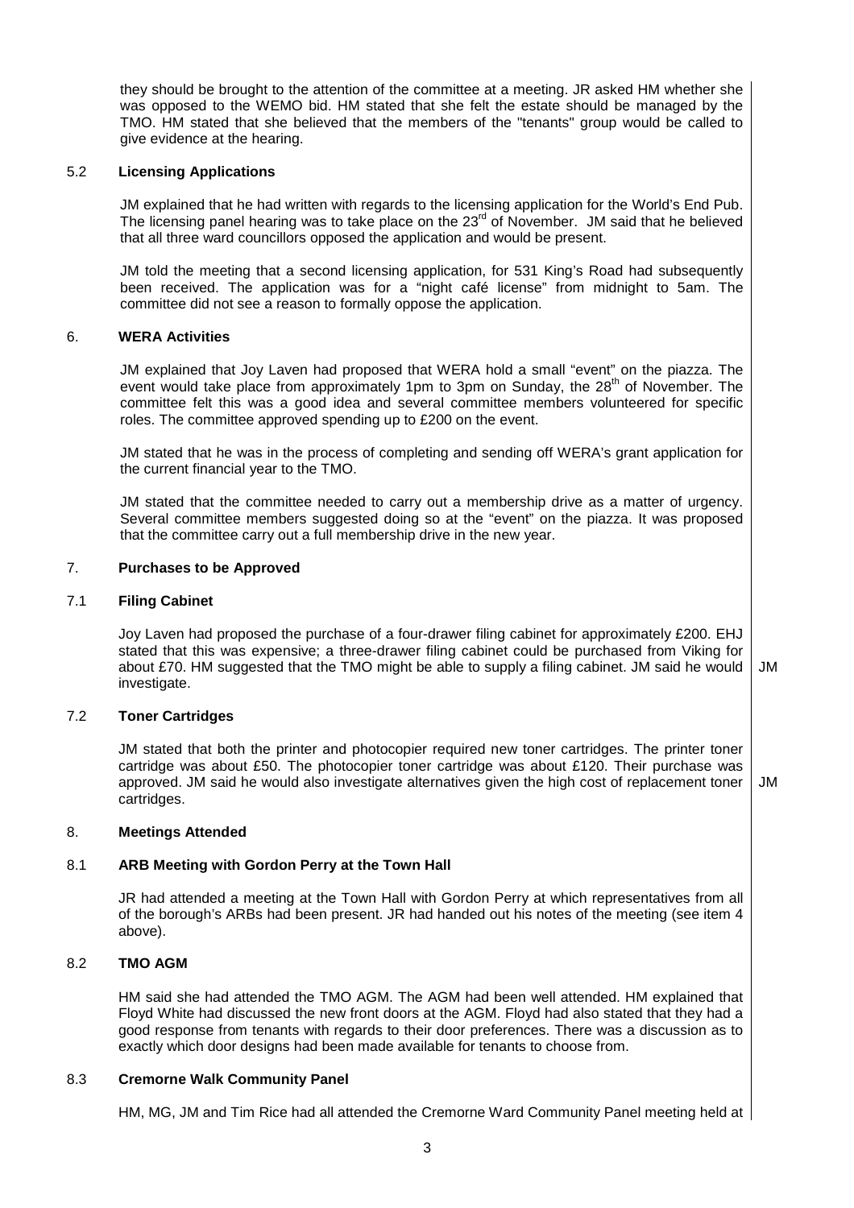they should be brought to the attention of the committee at a meeting. JR asked HM whether she was opposed to the WEMO bid. HM stated that she felt the estate should be managed by the TMO. HM stated that she believed that the members of the "tenants" group would be called to give evidence at the hearing.

### 5.2 Licensing Applications

JM explained that he had written with regards to the licensing application for the World's End Pub. The licensing panel hearing was to take place on the 23rd of November. JM said that he believed that all three ward councillors opposed the application and would be present.

JM told the meeting that a second licensing application, for 531 King's Road had subsequently been received. The application was for a "night café license" from midnight to 5am. The committee did not see a reason to formally oppose the application.

## 6. WERA Activities

JM explained that Joy Laven had proposed that WERA hold a small "event" on the piazza. The event would take place from approximately 1pm to 3pm on Sunday, the 28th of November. The committee felt this was a good idea and several committee members volunteered for specific roles. The committee approved spending up to £200 on the event.

JM stated that he was in the process of completing and sending off WERA's grant application for the current financial year to the TMO.

JM stated that the committee needed to carry out a membership drive as a matter of urgency. Several committee members suggested doing so at the "event" on the piazza. It was proposed that the committee carry out a full membership drive in the new year.

## 7. Purchases to be Approved

### 7.1 Filing Cabinet

Joy Laven had proposed the purchase of a four-drawer filing cabinet for approximately £200. EHJ stated that this was expensive; a three-drawer filing cabinet could be purchased from Viking for about £70. HM suggested that the TMO might be able to supply a filing cabinet. JM said he would investigate. **JM**

### 7.2 Toner Cartridges

JM stated that both the printer and photocopier required new toner cartridges. The printer toner cartridge was about £50. The photocopier toner cartridge was about £120. Their purchase was approved. JM said he would also investigate alternatives given the high cost of replacement toner cartridges. **JM**

## 8. Meetings Attended

### 8.1 ARB Meeting with Gordon Perry at the Town Hall

JR had attended a meeting at the Town Hall with Gordon Perry at which representatives from all of the borough's ARBs had been present. JR had handed out his notes of the meeting (see item 4 above).

### 8.2 TMO AGM

HM said she had attended the TMO AGM. The AGM had been well attended. HM explained that Floyd White had discussed the new front doors at the AGM. Floyd had also stated that they had a good response from tenants with regards to their door preferences. There was a discussion as to exactly which door designs had been made available for tenants to choose from.

### 8.3 Cremorne Walk Community Panel

HM, MG, JM and Tim Rice had all attended the Cremorne Ward Community Panel meeting held at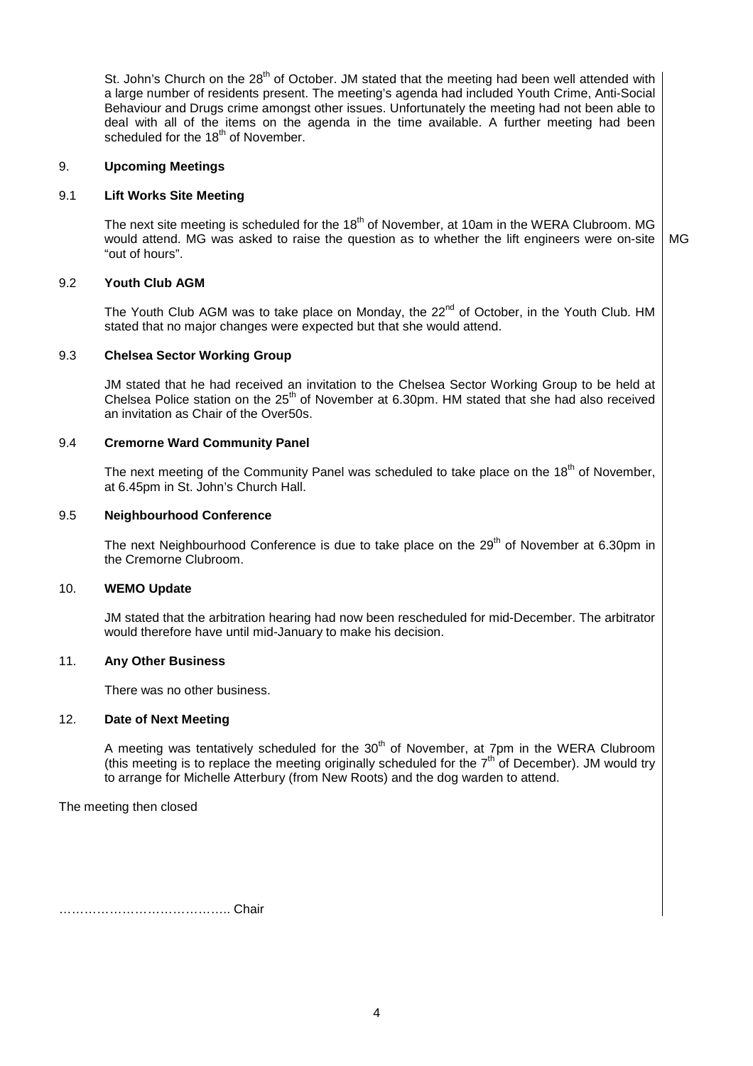St. John's Church on the 28th of October. JM stated that the meeting had been well attended with a large number of residents present. The meeting's agenda had included Youth Crime, Anti-Social Behaviour and Drugs crime amongst other issues. Unfortunately the meeting had not been able to deal with all of the items on the agenda in the time available. A further meeting had been scheduled for the 18th of November.

## 9. Upcoming Meetings

### 9.1 Lift Works Site Meeting

The next site meeting is scheduled for the 18th of November, at 10am in the WERA Clubroom. MG would attend. MG was asked to raise the question as to whether the lift engineers were on-site "out of hours". **MG**

### 9.2 Youth Club AGM

The Youth Club AGM was to take place on Monday, the 22nd of October, in the Youth Club. HM stated that no major changes were expected but that she would attend.

### 9.3 Chelsea Sector Working Group

JM stated that he had received an invitation to the Chelsea Sector Working Group to be held at Chelsea Police station on the 25th of November at 6.30pm. HM stated that she had also received an invitation as Chair of the Over50s.

### 9.4 Cremorne Ward Community Panel

The next meeting of the Community Panel was scheduled to take place on the 18th of November, at 6.45pm in St. John's Church Hall.

### 9.5 Neighbourhood Conference

The next Neighbourhood Conference is due to take place on the 29th of November at 6.30pm in the Cremorne Clubroom.

## 10. WEMO Update

JM stated that the arbitration hearing had now been rescheduled for mid-December. The arbitrator would therefore have until mid-January to make his decision.

## 11. Any Other Business

There was no other business.

## 12. Date of Next Meeting

A meeting was tentatively scheduled for the 30th of November, at 7pm in the WERA Clubroom (this meeting is to replace the meeting originally scheduled for the 7th of December). JM would try to arrange for Michelle Atterbury (from New Roots) and the dog warden to attend.

The meeting then closed

………………………………….. Chair